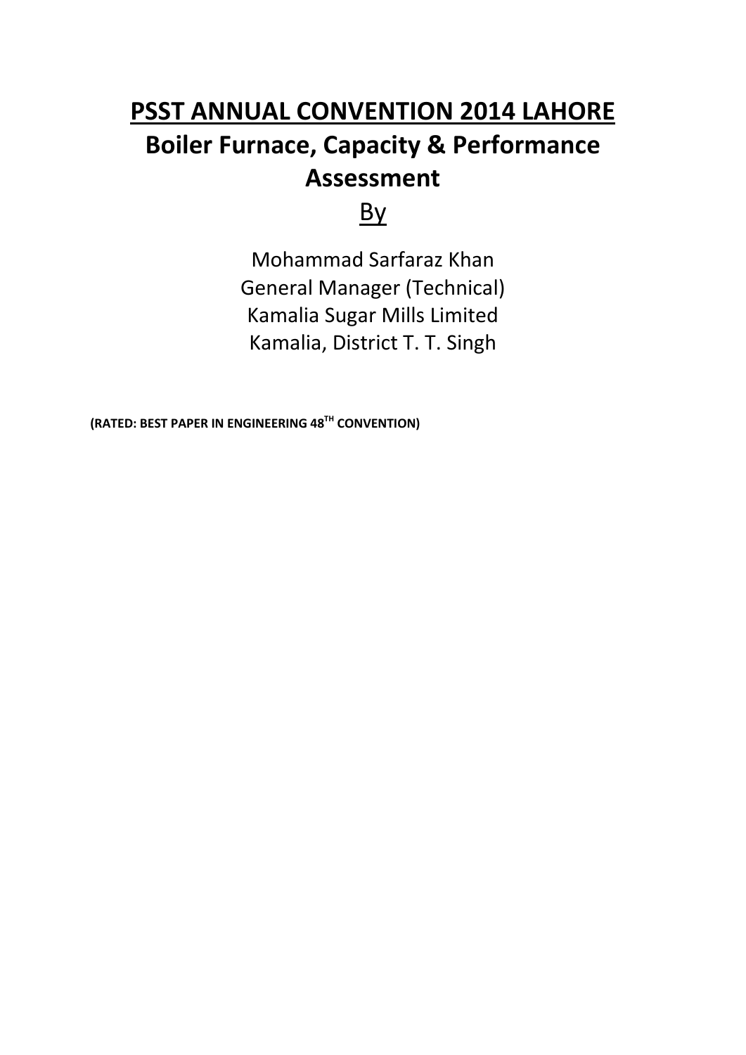# PSST ANNUAL CONVENTION 2014 LAHORE

# Boiler Furnace, Capacity & Performance Assessment

By

Mohammad Sarfaraz Khan
General Manager (Technical)
Kamalia Sugar Mills Limited
Kamalia, District T. T. Singh

**(RATED: BEST PAPER IN ENGINEERING 48$^{TH}$ CONVENTION)**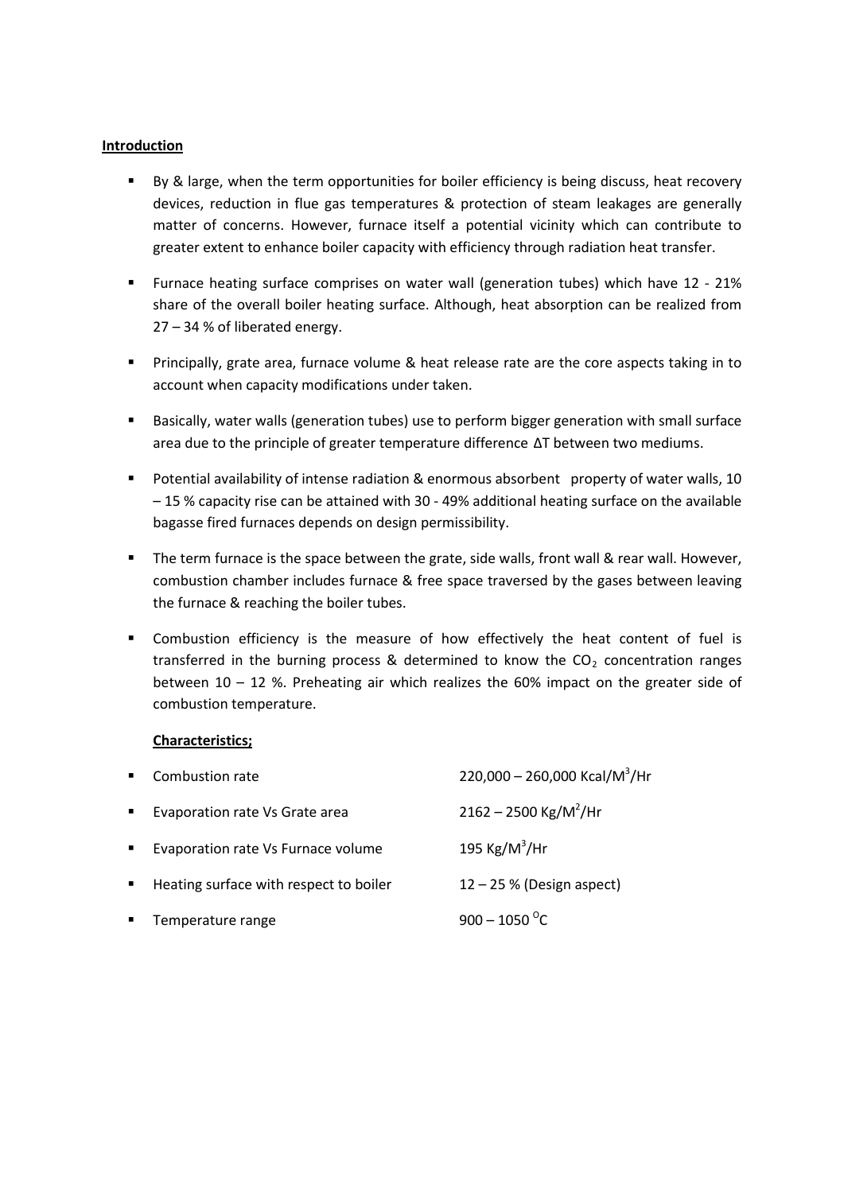**Introduction**

- By & large, when the term opportunities for boiler efficiency is being discuss, heat recovery devices, reduction in flue gas temperatures & protection of steam leakages are generally matter of concerns. However, furnace itself a potential vicinity which can contribute to greater extent to enhance boiler capacity with efficiency through radiation heat transfer.
- Furnace heating surface comprises on water wall (generation tubes) which have 12 - 21% share of the overall boiler heating surface. Although, heat absorption can be realized from 27 – 34 % of liberated energy.
- Principally, grate area, furnace volume & heat release rate are the core aspects taking in to account when capacity modifications under taken.
- Basically, water walls (generation tubes) use to perform bigger generation with small surface area due to the principle of greater temperature difference ΔT between two mediums.
- Potential availability of intense radiation & enormous absorbent property of water walls, 10 – 15 % capacity rise can be attained with 30 - 49% additional heating surface on the available bagasse fired furnaces depends on design permissibility.
- The term furnace is the space between the grate, side walls, front wall & rear wall. However, combustion chamber includes furnace & free space traversed by the gases between leaving the furnace & reaching the boiler tubes.
- Combustion efficiency is the measure of how effectively the heat content of fuel is transferred in the burning process & determined to know the $CO_2$ concentration ranges between 10 – 12 %. Preheating air which realizes the 60% impact on the greater side of combustion temperature.

**Characteristics;**

- Combustion rate — 220,000 – 260,000 Kcal/$M^3$/Hr
- Evaporation rate Vs Grate area — 2162 – 2500 Kg/$M^2$/Hr
- Evaporation rate Vs Furnace volume — 195 Kg/$M^3$/Hr
- Heating surface with respect to boiler — 12 – 25 % (Design aspect)
- Temperature range — 900 – 1050 $^{O}$C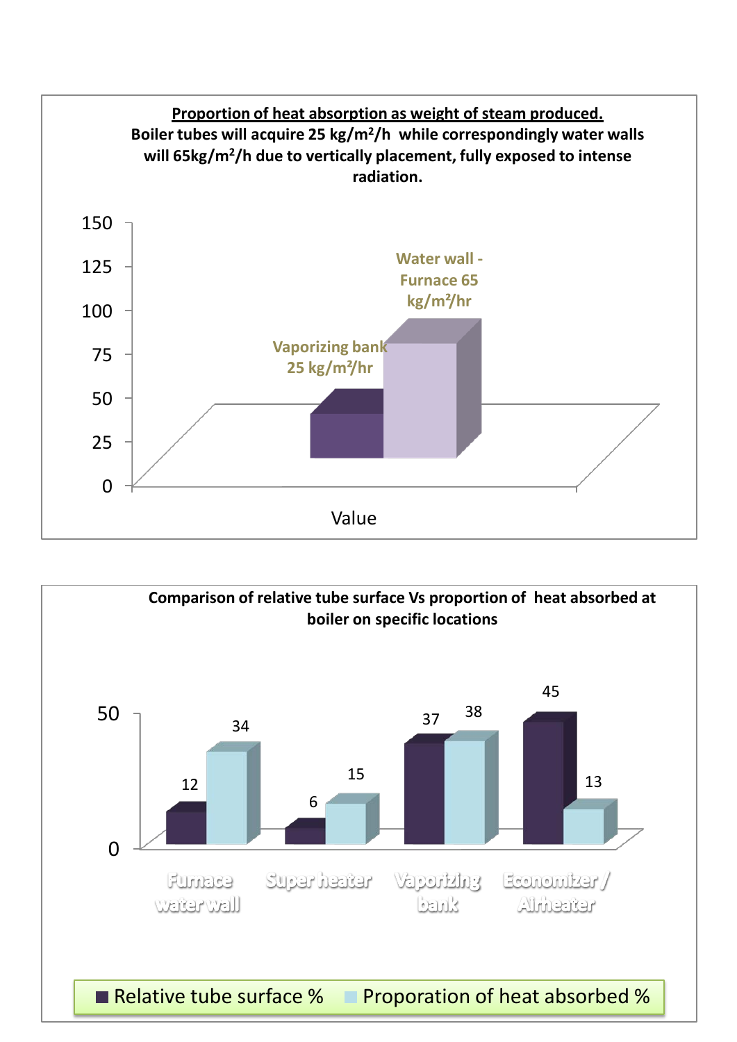**<u>Proportion of heat absorption as weight of steam produced.</u>**

**Boiler tubes will acquire 25 kg/m²/h while correspondingly water walls will 65kg/m²/h due to vertically placement, fully exposed to intense radiation.**

| | Value |
|---|---|
| Vaporizing bank | 25 kg/m²/hr |
| Water wall - Furnace | 65 kg/m²/hr |

**Comparison of relative tube surface Vs proportion of heat absorbed at boiler on specific locations**

| | Relative tube surface % | Proporation of heat absorbed % |
|---|---|---|
| Furnace water wall | 12 | 34 |
| Super heater | 6 | 15 |
| Vaporizing bank | 37 | 38 |
| Economizer / Airheater | 45 | 13 |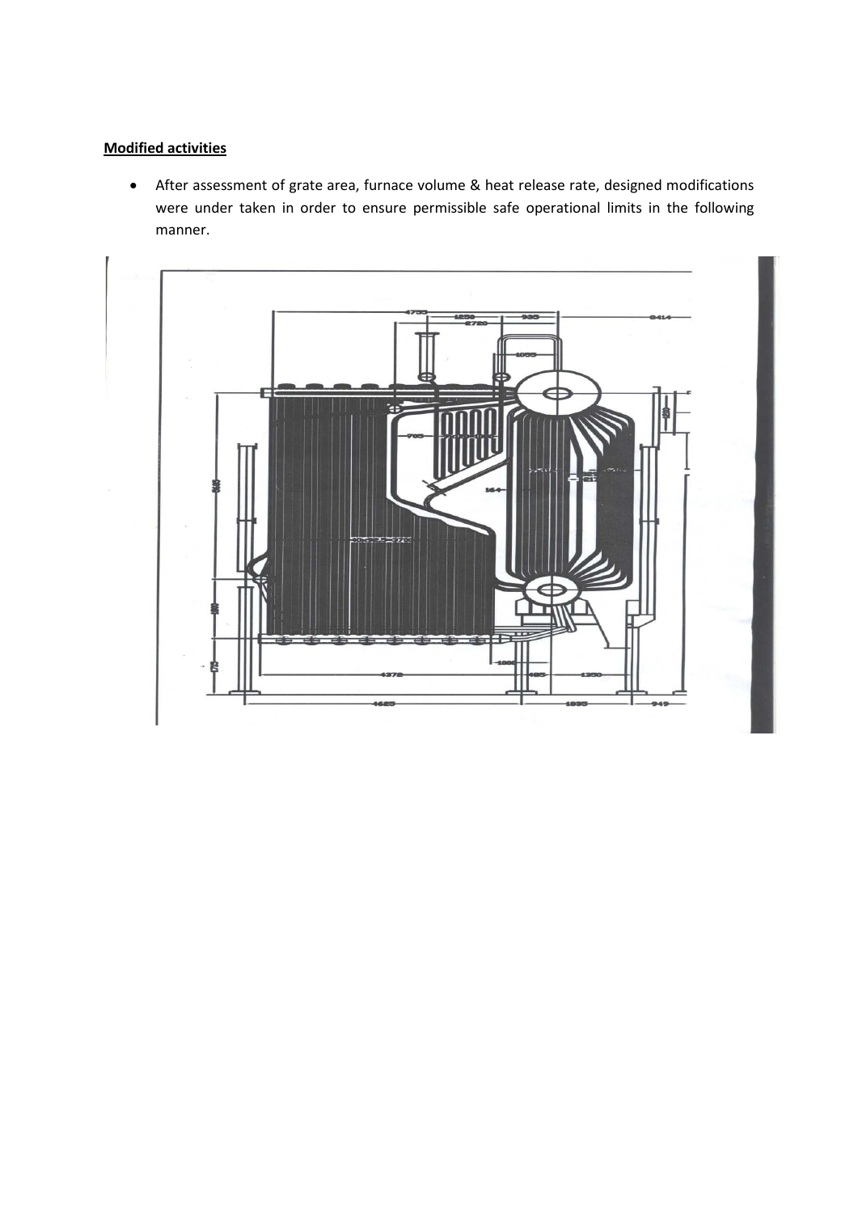**Modified activities**

- After assessment of grate area, furnace volume & heat release rate, designed modifications were under taken in order to ensure permissible safe operational limits in the following manner.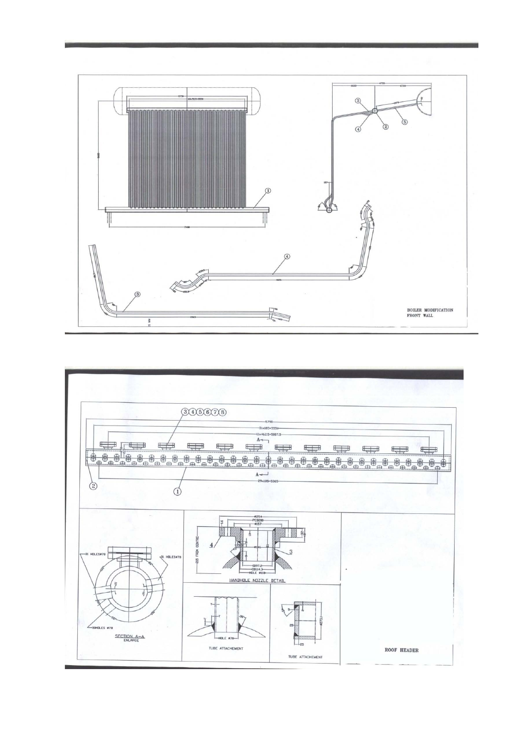BOILER MODIFICATION
FRONT WALL

HANDHOLE NOZZLE DETAIL

SECTION A–A
ENLARGE

TUBE ATTACHEMENT

TUBE ATTACHEMENT

ROOF HEADER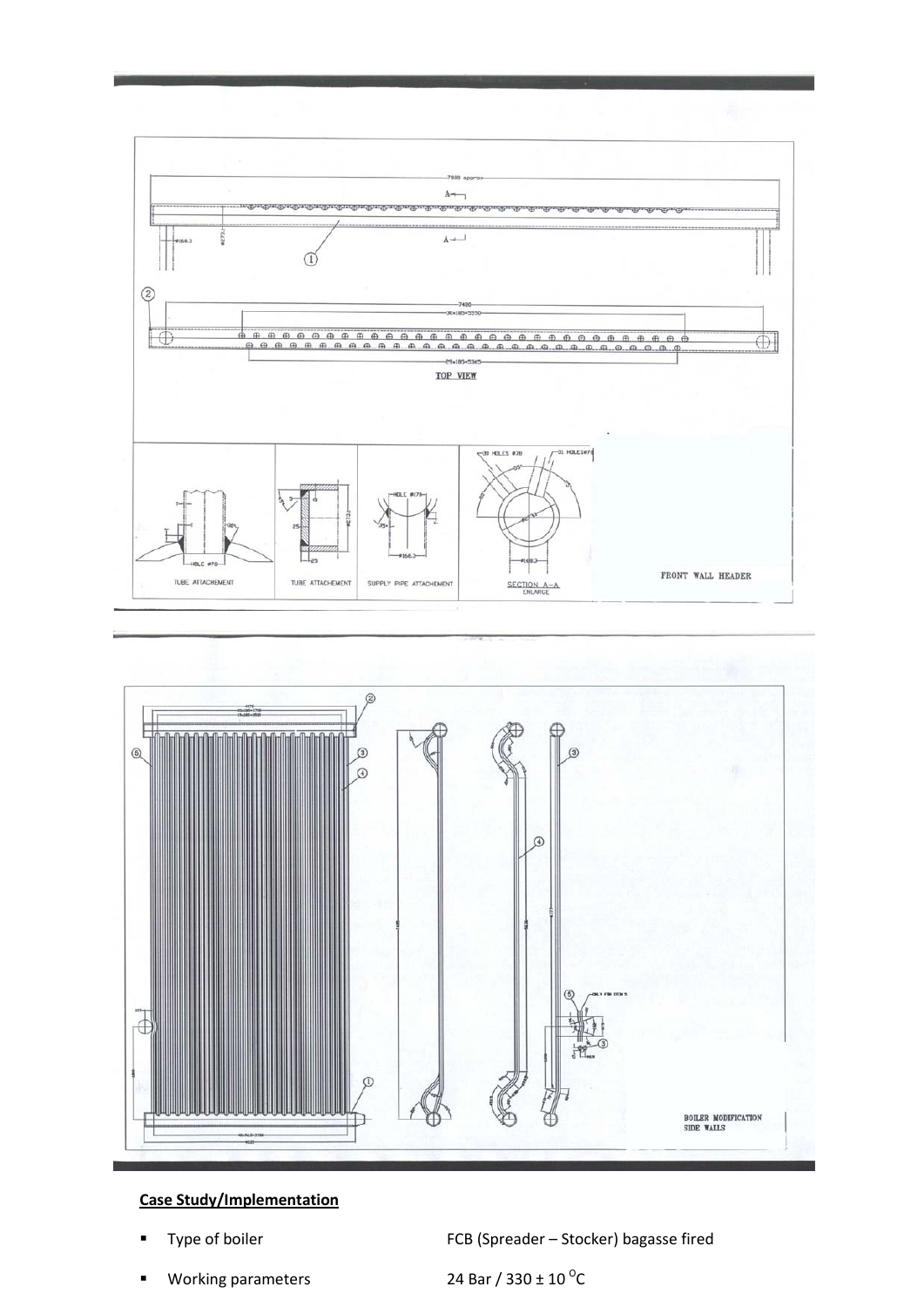## Case Study/Implementation

- Type of boiler FCB (Spreader – Stocker) bagasse fired
- Working parameters 24 Bar / 330 ± 10 $^{O}$C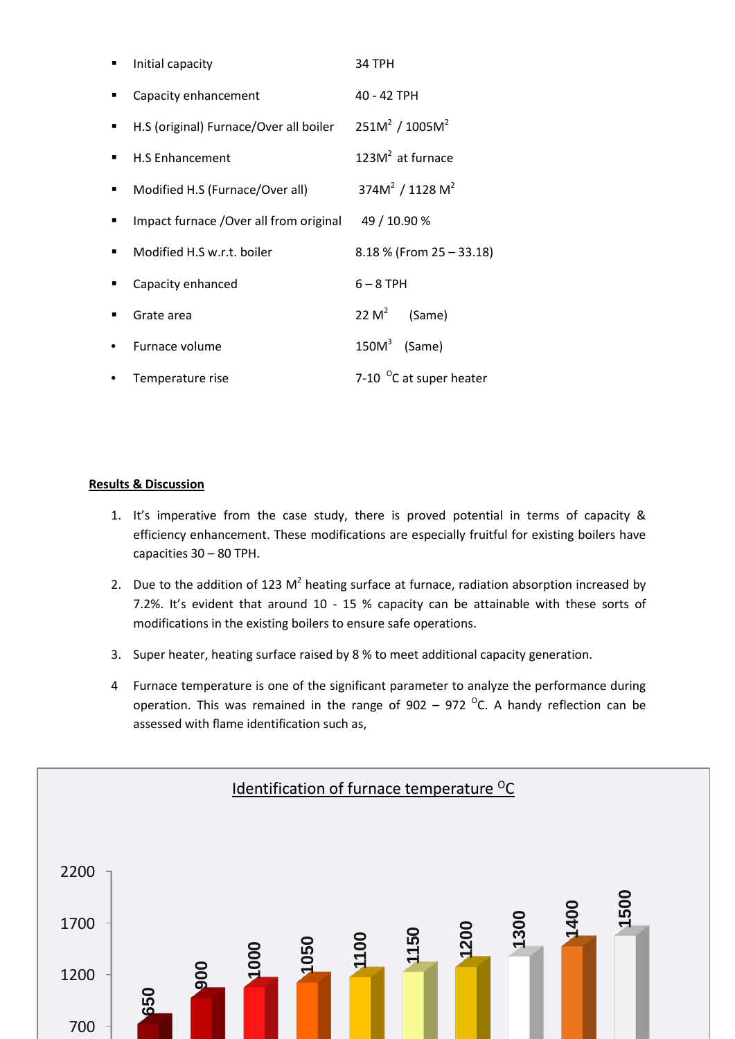- Initial capacity — 34 TPH
- Capacity enhancement — 40 - 42 TPH
- H.S (original) Furnace/Over all boiler — $251M^2$ / $1005M^2$
- H.S Enhancement — $123M^2$ at furnace
- Modified H.S (Furnace/Over all) — $374M^2$ / $1128\ M^2$
- Impact furnace /Over all from original — 49 / 10.90 %
- Modified H.S w.r.t. boiler — 8.18 % (From 25 – 33.18)
- Capacity enhanced — 6 – 8 TPH
- Grate area — $22\ M^2$ (Same)
- Furnace volume — $150M^3$ (Same)
- Temperature rise — 7-10 $^{O}$C at super heater

**Results & Discussion**

1. It's imperative from the case study, there is proved potential in terms of capacity & efficiency enhancement. These modifications are especially fruitful for existing boilers have capacities 30 – 80 TPH.
2. Due to the addition of 123 $M^2$ heating surface at furnace, radiation absorption increased by 7.2%. It's evident that around 10 - 15 % capacity can be attainable with these sorts of modifications in the existing boilers to ensure safe operations.
3. Super heater, heating surface raised by 8 % to meet additional capacity generation.
4. Furnace temperature is one of the significant parameter to analyze the performance during operation. This was remained in the range of 902 – 972 $^{O}$C. A handy reflection can be assessed with flame identification such as,

Identification of furnace temperature $^{O}$C

| 650 | 900 | 1000 | 1050 | 1100 | 1150 | 1200 | 1300 | 1400 | 1500 |
|---|---|---|---|---|---|---|---|---|---|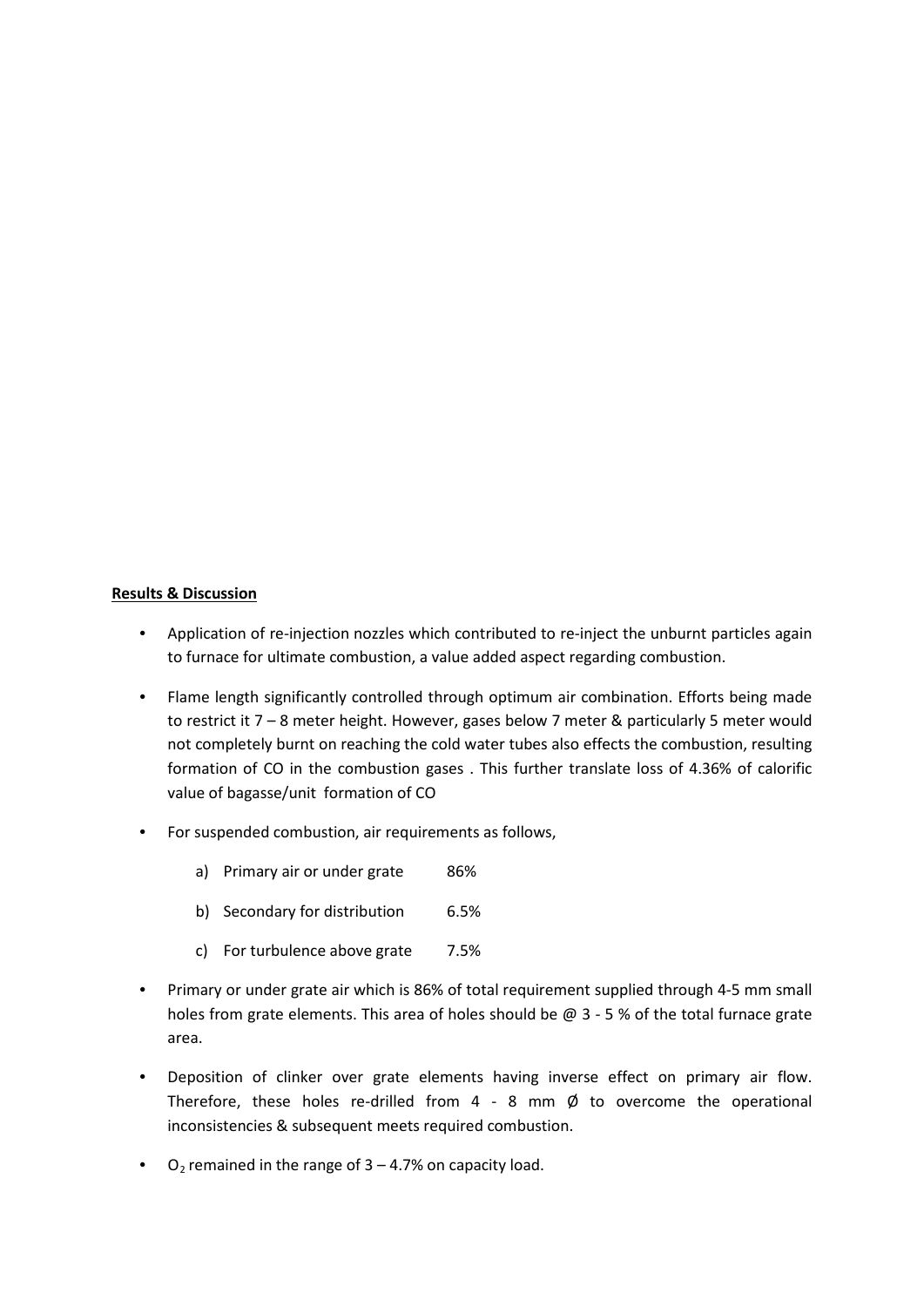**Results & Discussion**

- Application of re-injection nozzles which contributed to re-inject the unburnt particles again to furnace for ultimate combustion, a value added aspect regarding combustion.
- Flame length significantly controlled through optimum air combination. Efforts being made to restrict it 7 – 8 meter height. However, gases below 7 meter & particularly 5 meter would not completely burnt on reaching the cold water tubes also effects the combustion, resulting formation of CO in the combustion gases . This further translate loss of 4.36% of calorific value of bagasse/unit formation of CO
- For suspended combustion, air requirements as follows,

  a) Primary air or under grate 86%

  b) Secondary for distribution 6.5%

  c) For turbulence above grate 7.5%

- Primary or under grate air which is 86% of total requirement supplied through 4-5 mm small holes from grate elements. This area of holes should be @ 3 - 5 % of the total furnace grate area.
- Deposition of clinker over grate elements having inverse effect on primary air flow. Therefore, these holes re-drilled from 4 - 8 mm Ø to overcome the operational inconsistencies & subsequent meets required combustion.
- $O_2$ remained in the range of 3 – 4.7% on capacity load.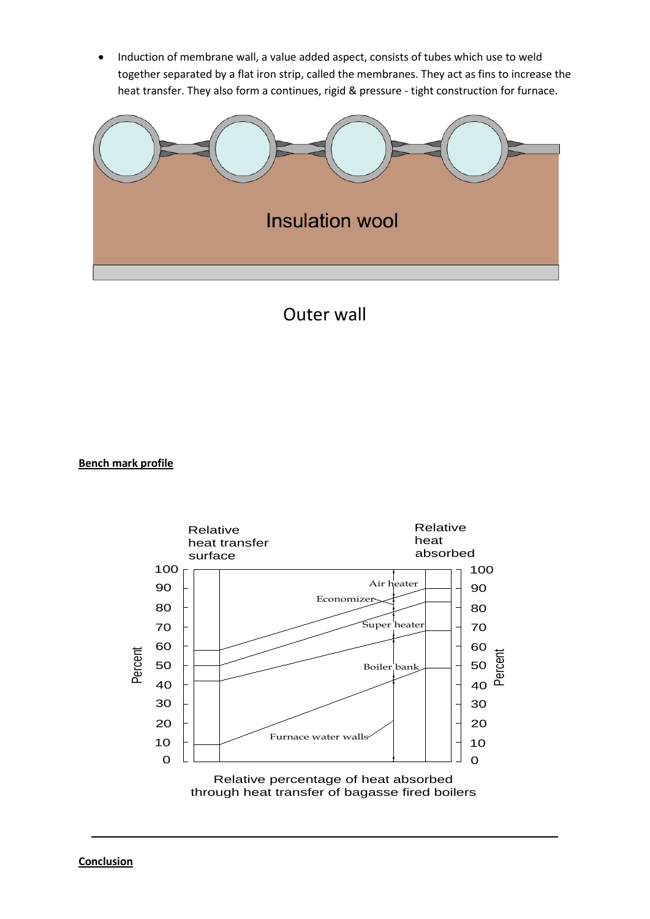- Induction of membrane wall, a value added aspect, consists of tubes which use to weld together separated by a flat iron strip, called the membranes. They act as fins to increase the heat transfer. They also form a continues, rigid & pressure - tight construction for furnace.

Insulation wool

Outer wall

**Bench mark profile**

Relative percentage of heat absorbed through heat transfer of bagasse fired boilers

**Conclusion**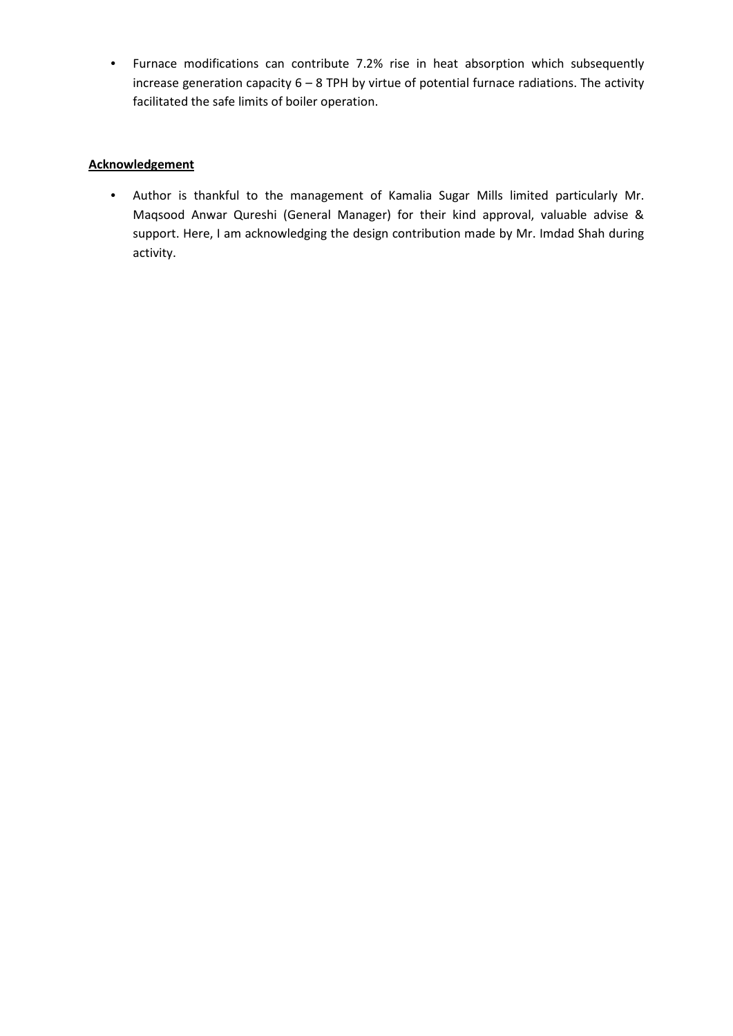- Furnace modifications can contribute 7.2% rise in heat absorption which subsequently increase generation capacity 6 – 8 TPH by virtue of potential furnace radiations. The activity facilitated the safe limits of boiler operation.

## Acknowledgement

- Author is thankful to the management of Kamalia Sugar Mills limited particularly Mr. Maqsood Anwar Qureshi (General Manager) for their kind approval, valuable advise & support. Here, I am acknowledging the design contribution made by Mr. Imdad Shah during activity.